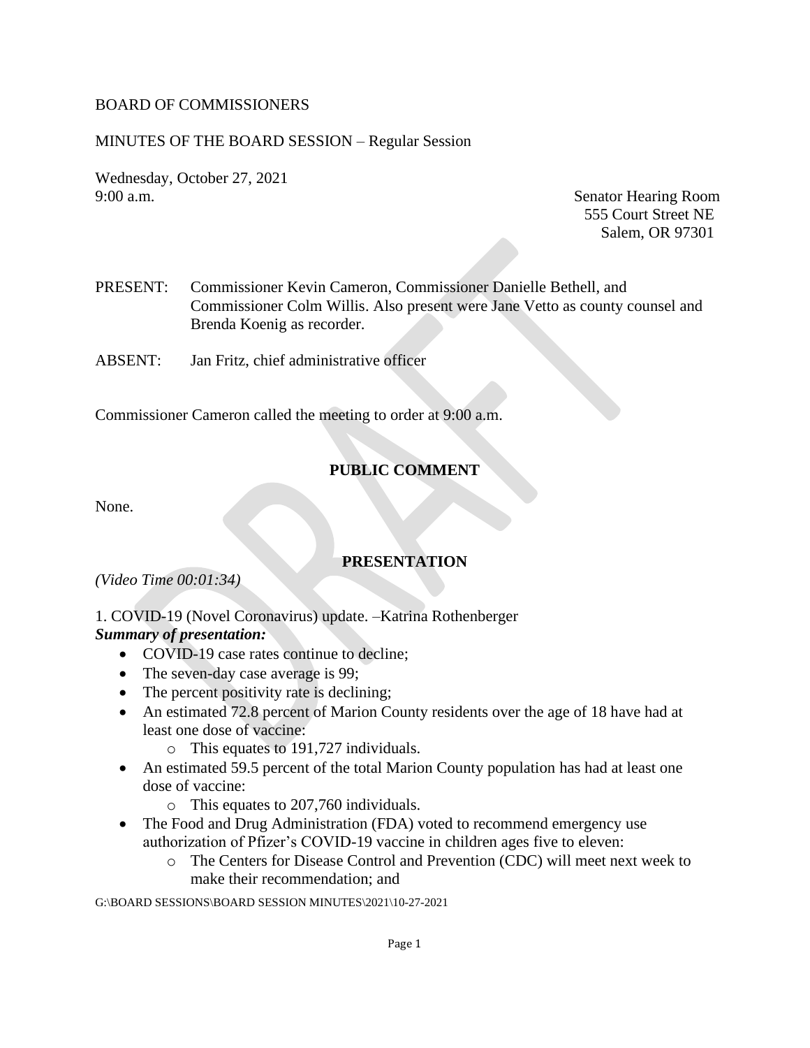BOARD OF COMMISSIONERS

MINUTES OF THE BOARD SESSION – Regular Session

Wednesday, October 27, 2021
9:00 a.m.

Senator Hearing Room
555 Court Street NE
Salem, OR 97301

PRESENT: Commissioner Kevin Cameron, Commissioner Danielle Bethell, and Commissioner Colm Willis. Also present were Jane Vetto as county counsel and Brenda Koenig as recorder.

ABSENT: Jan Fritz, chief administrative officer

Commissioner Cameron called the meeting to order at 9:00 a.m.

## PUBLIC COMMENT

None.

## PRESENTATION

*(Video Time 00:01:34)*

1. COVID-19 (Novel Coronavirus) update. –Katrina Rothenberger

***Summary of presentation:***

- COVID-19 case rates continue to decline;
- The seven-day case average is 99;
- The percent positivity rate is declining;
- An estimated 72.8 percent of Marion County residents over the age of 18 have had at least one dose of vaccine:
  - This equates to 191,727 individuals.
- An estimated 59.5 percent of the total Marion County population has had at least one dose of vaccine:
  - This equates to 207,760 individuals.
- The Food and Drug Administration (FDA) voted to recommend emergency use authorization of Pfizer's COVID-19 vaccine in children ages five to eleven:
  - The Centers for Disease Control and Prevention (CDC) will meet next week to make their recommendation; and

G:\BOARD SESSIONS\BOARD SESSION MINUTES\2021\10-27-2021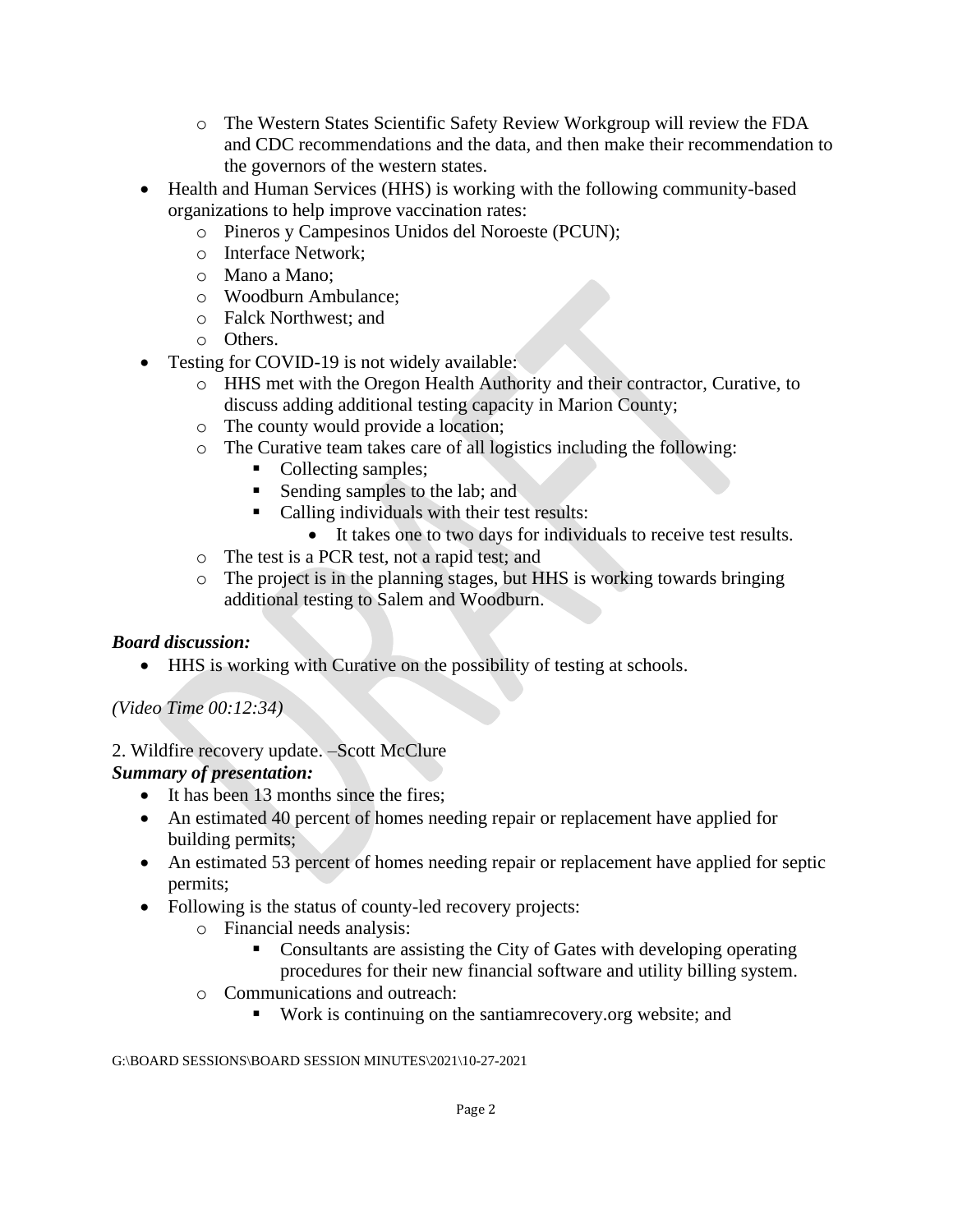- The Western States Scientific Safety Review Workgroup will review the FDA and CDC recommendations and the data, and then make their recommendation to the governors of the western states.
- Health and Human Services (HHS) is working with the following community-based organizations to help improve vaccination rates:
  - Pineros y Campesinos Unidos del Noroeste (PCUN);
  - Interface Network;
  - Mano a Mano;
  - Woodburn Ambulance;
  - Falck Northwest; and
  - Others.
- Testing for COVID-19 is not widely available:
  - HHS met with the Oregon Health Authority and their contractor, Curative, to discuss adding additional testing capacity in Marion County;
  - The county would provide a location;
  - The Curative team takes care of all logistics including the following:
    - Collecting samples;
    - Sending samples to the lab; and
    - Calling individuals with their test results:
      - It takes one to two days for individuals to receive test results.
  - The test is a PCR test, not a rapid test; and
  - The project is in the planning stages, but HHS is working towards bringing additional testing to Salem and Woodburn.

***Board discussion:***

- HHS is working with Curative on the possibility of testing at schools.

*(Video Time 00:12:34)*

2. Wildfire recovery update. –Scott McClure

***Summary of presentation:***

- It has been 13 months since the fires;
- An estimated 40 percent of homes needing repair or replacement have applied for building permits;
- An estimated 53 percent of homes needing repair or replacement have applied for septic permits;
- Following is the status of county-led recovery projects:
  - Financial needs analysis:
    - Consultants are assisting the City of Gates with developing operating procedures for their new financial software and utility billing system.
  - Communications and outreach:
    - Work is continuing on the santiamrecovery.org website; and

G:\BOARD SESSIONS\BOARD SESSION MINUTES\2021\10-27-2021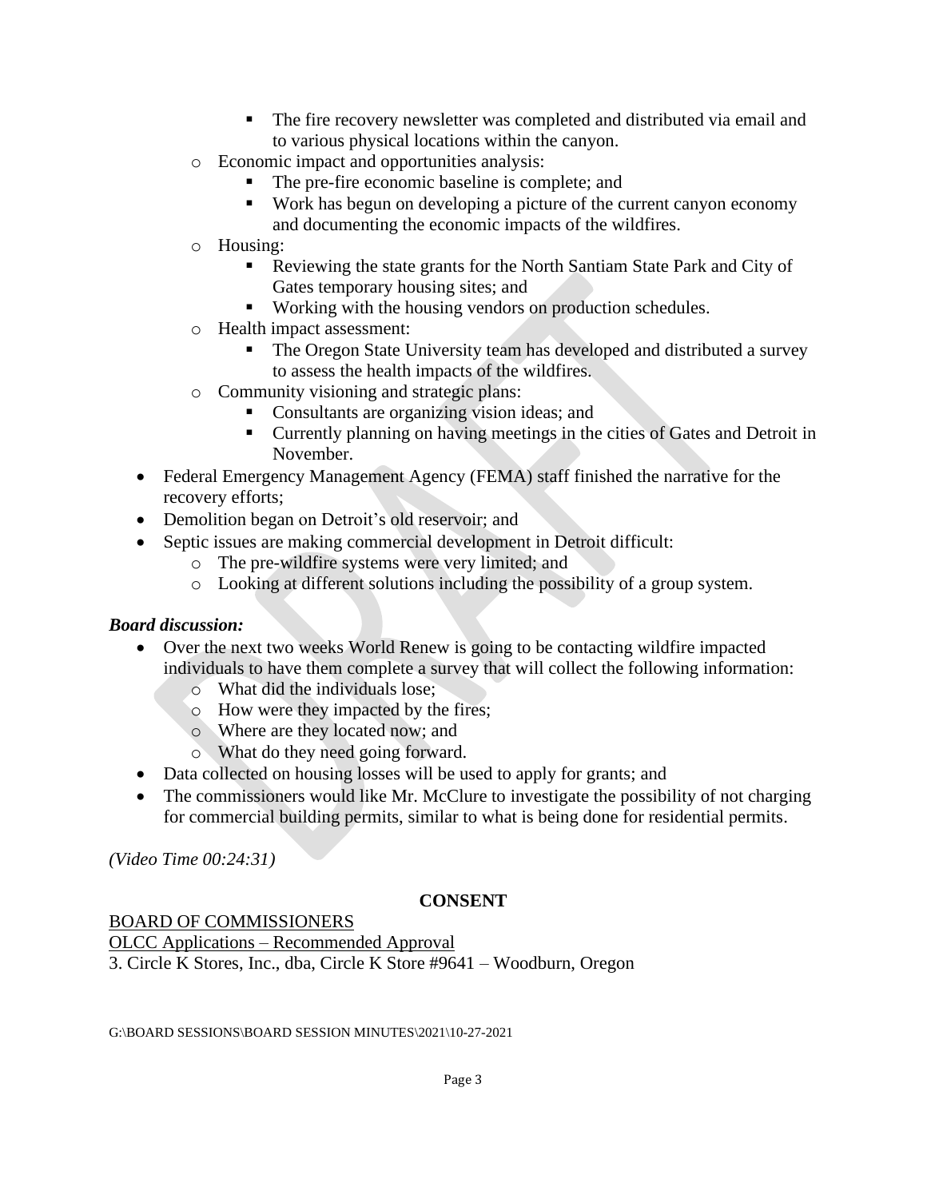- The fire recovery newsletter was completed and distributed via email and to various physical locations within the canyon.
    - Economic impact and opportunities analysis:
        - The pre-fire economic baseline is complete; and
        - Work has begun on developing a picture of the current canyon economy and documenting the economic impacts of the wildfires.
    - Housing:
        - Reviewing the state grants for the North Santiam State Park and City of Gates temporary housing sites; and
        - Working with the housing vendors on production schedules.
    - Health impact assessment:
        - The Oregon State University team has developed and distributed a survey to assess the health impacts of the wildfires.
    - Community visioning and strategic plans:
        - Consultants are organizing vision ideas; and
        - Currently planning on having meetings in the cities of Gates and Detroit in November.
- Federal Emergency Management Agency (FEMA) staff finished the narrative for the recovery efforts;
- Demolition began on Detroit's old reservoir; and
- Septic issues are making commercial development in Detroit difficult:
    - The pre-wildfire systems were very limited; and
    - Looking at different solutions including the possibility of a group system.

***Board discussion:***

- Over the next two weeks World Renew is going to be contacting wildfire impacted individuals to have them complete a survey that will collect the following information:
    - What did the individuals lose;
    - How were they impacted by the fires;
    - Where are they located now; and
    - What do they need going forward.
- Data collected on housing losses will be used to apply for grants; and
- The commissioners would like Mr. McClure to investigate the possibility of not charging for commercial building permits, similar to what is being done for residential permits.

*(Video Time 00:24:31)*

**CONSENT**

<u>BOARD OF COMMISSIONERS</u>

<u>OLCC Applications – Recommended Approval</u>

3. Circle K Stores, Inc., dba, Circle K Store #9641 – Woodburn, Oregon

G:\BOARD SESSIONS\BOARD SESSION MINUTES\2021\10-27-2021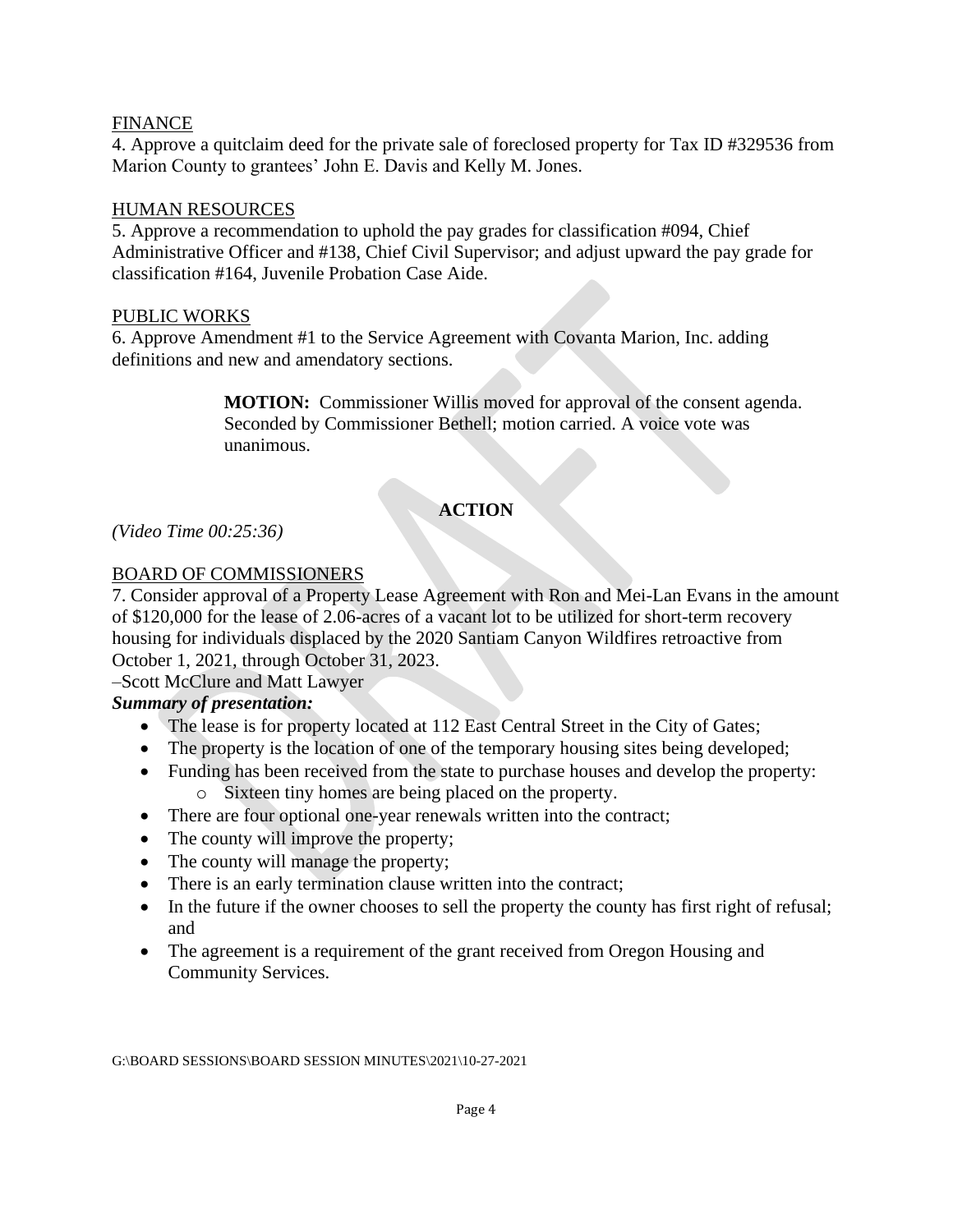FINANCE

4. Approve a quitclaim deed for the private sale of foreclosed property for Tax ID #329536 from Marion County to grantees' John E. Davis and Kelly M. Jones.

HUMAN RESOURCES

5. Approve a recommendation to uphold the pay grades for classification #094, Chief Administrative Officer and #138, Chief Civil Supervisor; and adjust upward the pay grade for classification #164, Juvenile Probation Case Aide.

PUBLIC WORKS

6. Approve Amendment #1 to the Service Agreement with Covanta Marion, Inc. adding definitions and new and amendatory sections.

> **MOTION:** Commissioner Willis moved for approval of the consent agenda. Seconded by Commissioner Bethell; motion carried. A voice vote was unanimous.

## ACTION

*(Video Time 00:25:36)*

BOARD OF COMMISSIONERS

7. Consider approval of a Property Lease Agreement with Ron and Mei-Lan Evans in the amount of $120,000 for the lease of 2.06-acres of a vacant lot to be utilized for short-term recovery housing for individuals displaced by the 2020 Santiam Canyon Wildfires retroactive from October 1, 2021, through October 31, 2023.

–Scott McClure and Matt Lawyer

***Summary of presentation:***

- The lease is for property located at 112 East Central Street in the City of Gates;
- The property is the location of one of the temporary housing sites being developed;
- Funding has been received from the state to purchase houses and develop the property:
  - Sixteen tiny homes are being placed on the property.
- There are four optional one-year renewals written into the contract;
- The county will improve the property;
- The county will manage the property;
- There is an early termination clause written into the contract;
- In the future if the owner chooses to sell the property the county has first right of refusal; and
- The agreement is a requirement of the grant received from Oregon Housing and Community Services.

G:\BOARD SESSIONS\BOARD SESSION MINUTES\2021\10-27-2021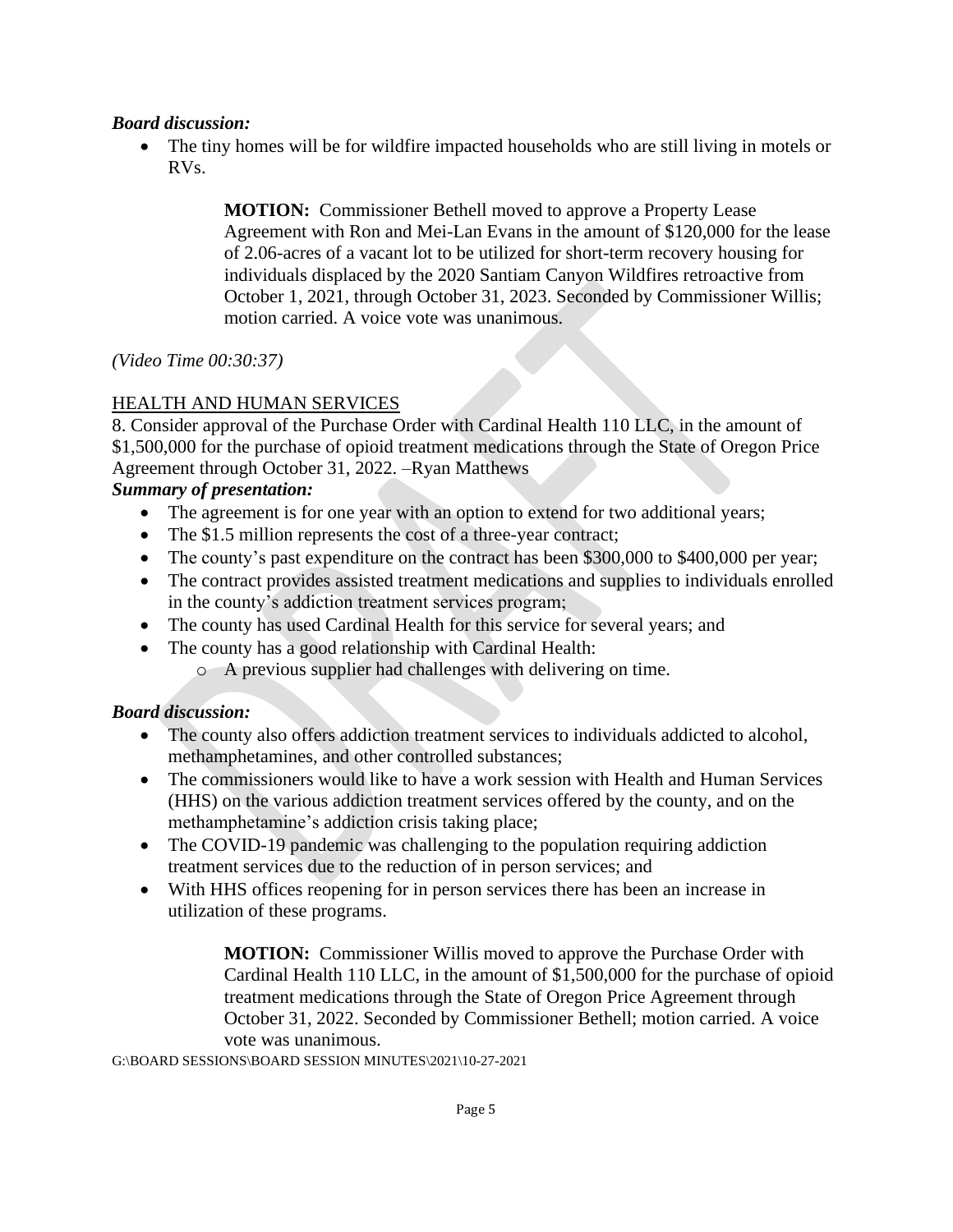***Board discussion:***

- The tiny homes will be for wildfire impacted households who are still living in motels or RVs.

> **MOTION:** Commissioner Bethell moved to approve a Property Lease Agreement with Ron and Mei-Lan Evans in the amount of $120,000 for the lease of 2.06-acres of a vacant lot to be utilized for short-term recovery housing for individuals displaced by the 2020 Santiam Canyon Wildfires retroactive from October 1, 2021, through October 31, 2023. Seconded by Commissioner Willis; motion carried. A voice vote was unanimous.

*(Video Time 00:30:37)*

<u>HEALTH AND HUMAN SERVICES</u>

8. Consider approval of the Purchase Order with Cardinal Health 110 LLC, in the amount of $1,500,000 for the purchase of opioid treatment medications through the State of Oregon Price Agreement through October 31, 2022. –Ryan Matthews

***Summary of presentation:***

- The agreement is for one year with an option to extend for two additional years;
- The $1.5 million represents the cost of a three-year contract;
- The county's past expenditure on the contract has been $300,000 to $400,000 per year;
- The contract provides assisted treatment medications and supplies to individuals enrolled in the county's addiction treatment services program;
- The county has used Cardinal Health for this service for several years; and
- The county has a good relationship with Cardinal Health:
  - A previous supplier had challenges with delivering on time.

***Board discussion:***

- The county also offers addiction treatment services to individuals addicted to alcohol, methamphetamines, and other controlled substances;
- The commissioners would like to have a work session with Health and Human Services (HHS) on the various addiction treatment services offered by the county, and on the methamphetamine's addiction crisis taking place;
- The COVID-19 pandemic was challenging to the population requiring addiction treatment services due to the reduction of in person services; and
- With HHS offices reopening for in person services there has been an increase in utilization of these programs.

> **MOTION:** Commissioner Willis moved to approve the Purchase Order with Cardinal Health 110 LLC, in the amount of $1,500,000 for the purchase of opioid treatment medications through the State of Oregon Price Agreement through October 31, 2022. Seconded by Commissioner Bethell; motion carried. A voice vote was unanimous.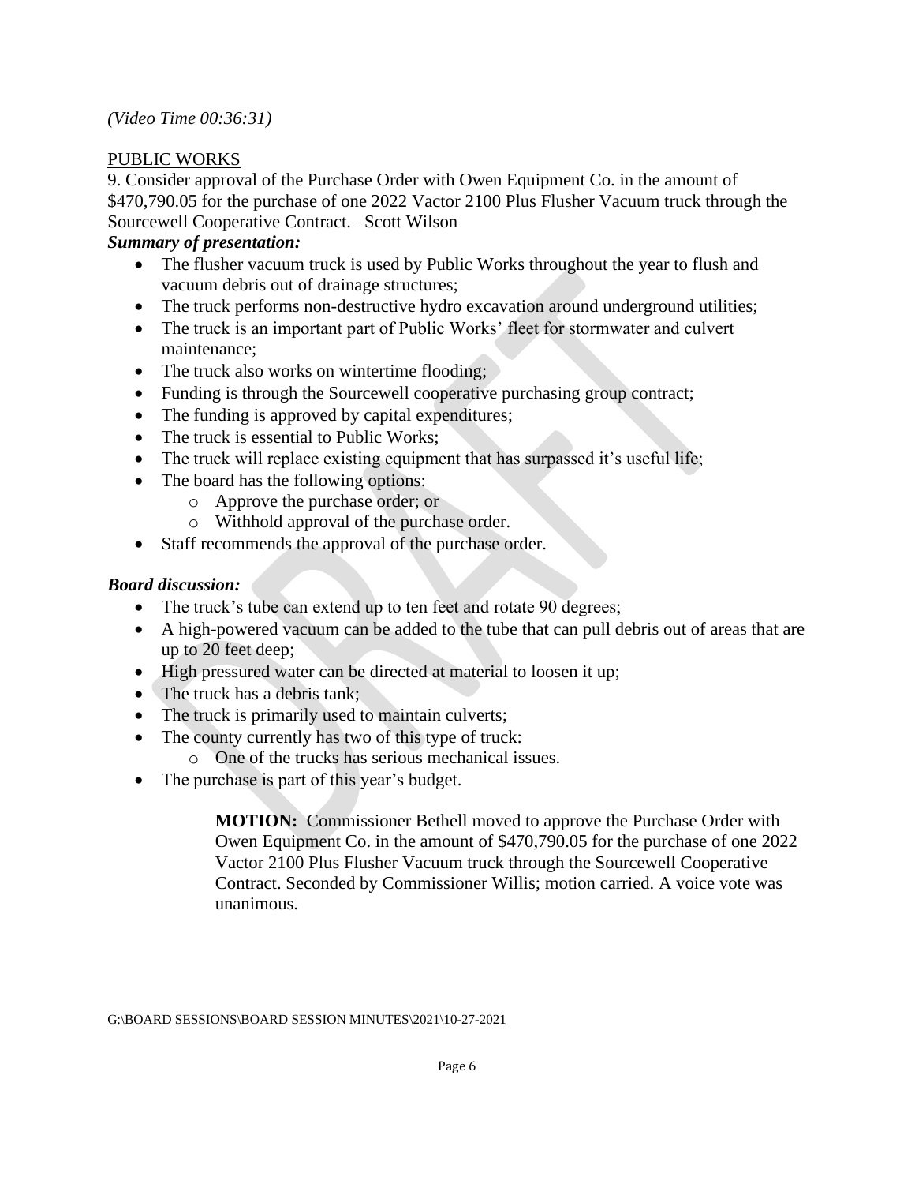*(Video Time 00:36:31)*

PUBLIC WORKS

9. Consider approval of the Purchase Order with Owen Equipment Co. in the amount of $470,790.05 for the purchase of one 2022 Vactor 2100 Plus Flusher Vacuum truck through the Sourcewell Cooperative Contract. –Scott Wilson

***Summary of presentation:***

- The flusher vacuum truck is used by Public Works throughout the year to flush and vacuum debris out of drainage structures;
- The truck performs non-destructive hydro excavation around underground utilities;
- The truck is an important part of Public Works' fleet for stormwater and culvert maintenance;
- The truck also works on wintertime flooding;
- Funding is through the Sourcewell cooperative purchasing group contract;
- The funding is approved by capital expenditures;
- The truck is essential to Public Works;
- The truck will replace existing equipment that has surpassed it's useful life;
- The board has the following options:
    - Approve the purchase order; or
    - Withhold approval of the purchase order.
- Staff recommends the approval of the purchase order.

***Board discussion:***

- The truck's tube can extend up to ten feet and rotate 90 degrees;
- A high-powered vacuum can be added to the tube that can pull debris out of areas that are up to 20 feet deep;
- High pressured water can be directed at material to loosen it up;
- The truck has a debris tank;
- The truck is primarily used to maintain culverts;
- The county currently has two of this type of truck:
    - One of the trucks has serious mechanical issues.
- The purchase is part of this year's budget.

> **MOTION:** Commissioner Bethell moved to approve the Purchase Order with Owen Equipment Co. in the amount of $470,790.05 for the purchase of one 2022 Vactor 2100 Plus Flusher Vacuum truck through the Sourcewell Cooperative Contract. Seconded by Commissioner Willis; motion carried. A voice vote was unanimous.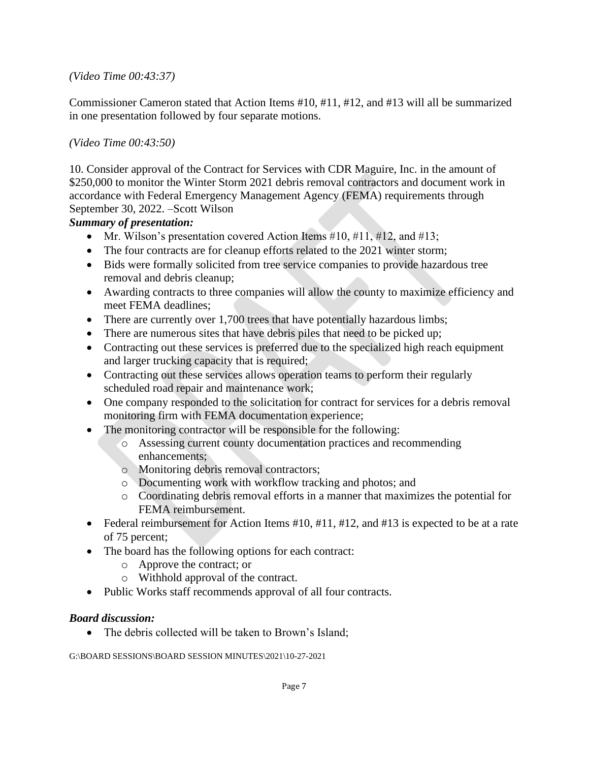*(Video Time 00:43:37)*

Commissioner Cameron stated that Action Items #10, #11, #12, and #13 will all be summarized in one presentation followed by four separate motions.

*(Video Time 00:43:50)*

10. Consider approval of the Contract for Services with CDR Maguire, Inc. in the amount of $250,000 to monitor the Winter Storm 2021 debris removal contractors and document work in accordance with Federal Emergency Management Agency (FEMA) requirements through September 30, 2022. –Scott Wilson

***Summary of presentation:***

- Mr. Wilson's presentation covered Action Items #10, #11, #12, and #13;
- The four contracts are for cleanup efforts related to the 2021 winter storm;
- Bids were formally solicited from tree service companies to provide hazardous tree removal and debris cleanup;
- Awarding contracts to three companies will allow the county to maximize efficiency and meet FEMA deadlines;
- There are currently over 1,700 trees that have potentially hazardous limbs;
- There are numerous sites that have debris piles that need to be picked up;
- Contracting out these services is preferred due to the specialized high reach equipment and larger trucking capacity that is required;
- Contracting out these services allows operation teams to perform their regularly scheduled road repair and maintenance work;
- One company responded to the solicitation for contract for services for a debris removal monitoring firm with FEMA documentation experience;
- The monitoring contractor will be responsible for the following:
    - Assessing current county documentation practices and recommending enhancements;
    - Monitoring debris removal contractors;
    - Documenting work with workflow tracking and photos; and
    - Coordinating debris removal efforts in a manner that maximizes the potential for FEMA reimbursement.
- Federal reimbursement for Action Items #10, #11, #12, and #13 is expected to be at a rate of 75 percent;
- The board has the following options for each contract:
    - Approve the contract; or
    - Withhold approval of the contract.
- Public Works staff recommends approval of all four contracts.

***Board discussion:***

- The debris collected will be taken to Brown's Island;

G:\BOARD SESSIONS\BOARD SESSION MINUTES\2021\10-27-2021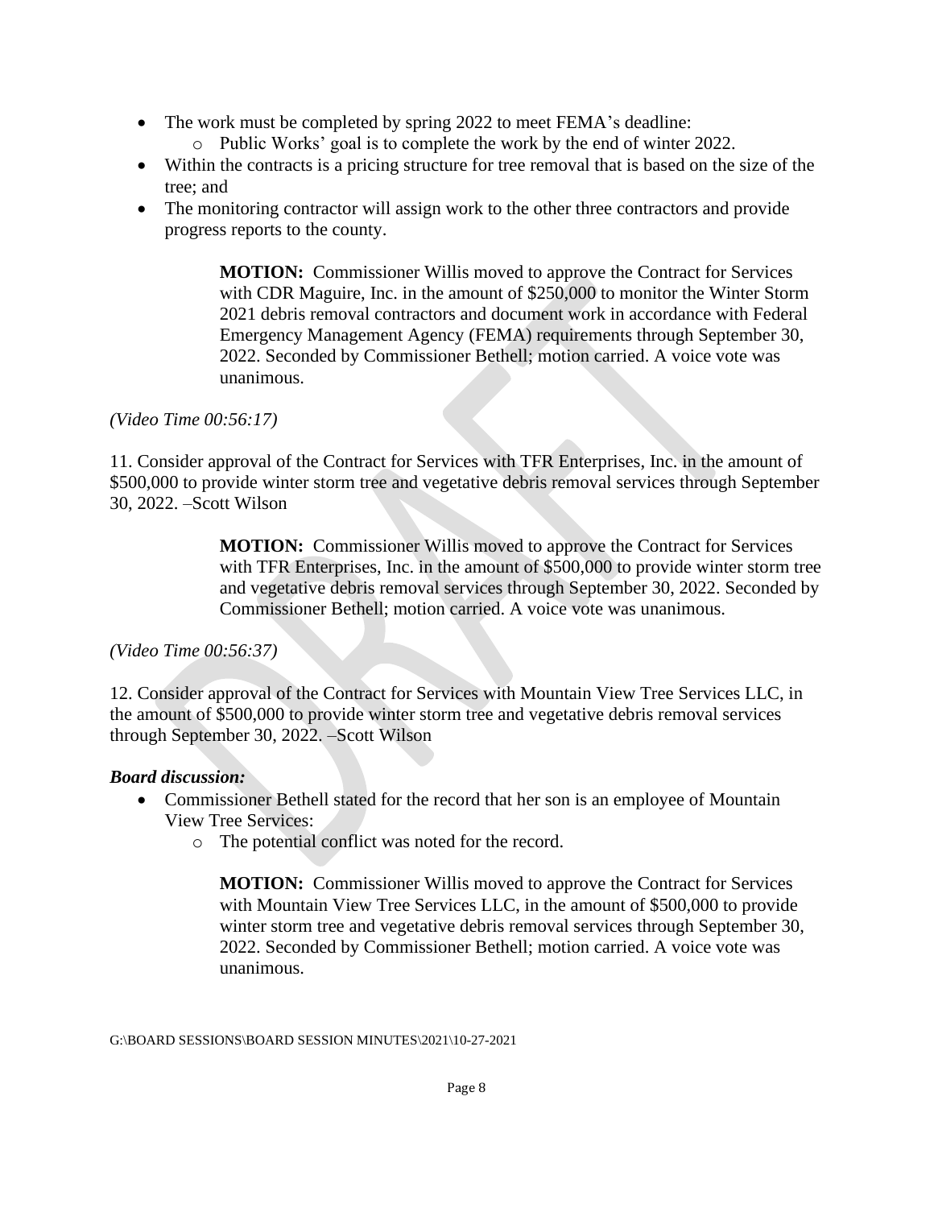- The work must be completed by spring 2022 to meet FEMA's deadline:
  - Public Works' goal is to complete the work by the end of winter 2022.
- Within the contracts is a pricing structure for tree removal that is based on the size of the tree; and
- The monitoring contractor will assign work to the other three contractors and provide progress reports to the county.

> **MOTION:** Commissioner Willis moved to approve the Contract for Services with CDR Maguire, Inc. in the amount of $250,000 to monitor the Winter Storm 2021 debris removal contractors and document work in accordance with Federal Emergency Management Agency (FEMA) requirements through September 30, 2022. Seconded by Commissioner Bethell; motion carried. A voice vote was unanimous.

*(Video Time 00:56:17)*

11. Consider approval of the Contract for Services with TFR Enterprises, Inc. in the amount of $500,000 to provide winter storm tree and vegetative debris removal services through September 30, 2022. –Scott Wilson

> **MOTION:** Commissioner Willis moved to approve the Contract for Services with TFR Enterprises, Inc. in the amount of $500,000 to provide winter storm tree and vegetative debris removal services through September 30, 2022. Seconded by Commissioner Bethell; motion carried. A voice vote was unanimous.

*(Video Time 00:56:37)*

12. Consider approval of the Contract for Services with Mountain View Tree Services LLC, in the amount of $500,000 to provide winter storm tree and vegetative debris removal services through September 30, 2022. –Scott Wilson

***Board discussion:***

- Commissioner Bethell stated for the record that her son is an employee of Mountain View Tree Services:
  - The potential conflict was noted for the record.

> **MOTION:** Commissioner Willis moved to approve the Contract for Services with Mountain View Tree Services LLC, in the amount of $500,000 to provide winter storm tree and vegetative debris removal services through September 30, 2022. Seconded by Commissioner Bethell; motion carried. A voice vote was unanimous.

G:\BOARD SESSIONS\BOARD SESSION MINUTES\2021\10-27-2021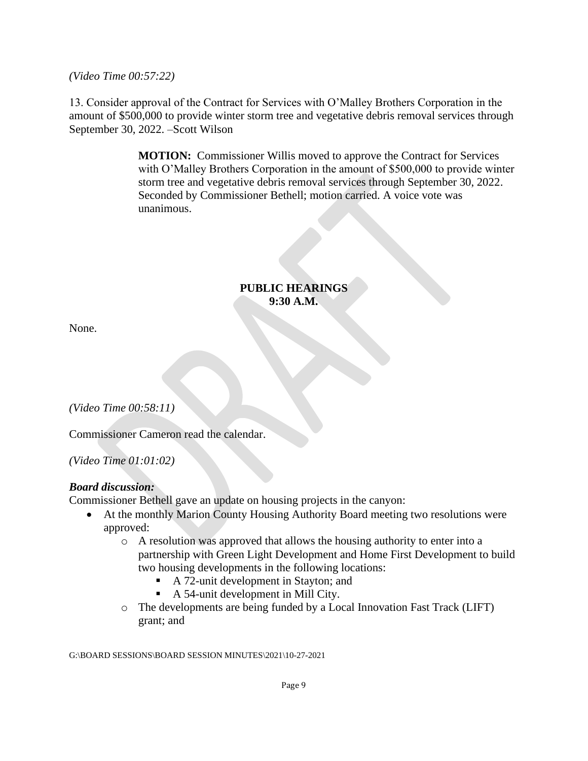*(Video Time 00:57:22)*

13. Consider approval of the Contract for Services with O'Malley Brothers Corporation in the amount of $500,000 to provide winter storm tree and vegetative debris removal services through September 30, 2022. –Scott Wilson

> **MOTION:** Commissioner Willis moved to approve the Contract for Services with O'Malley Brothers Corporation in the amount of $500,000 to provide winter storm tree and vegetative debris removal services through September 30, 2022. Seconded by Commissioner Bethell; motion carried. A voice vote was unanimous.

**PUBLIC HEARINGS**
**9:30 A.M.**

None.

*(Video Time 00:58:11)*

Commissioner Cameron read the calendar.

*(Video Time 01:01:02)*

***Board discussion:***
Commissioner Bethell gave an update on housing projects in the canyon:

- At the monthly Marion County Housing Authority Board meeting two resolutions were approved:
  - A resolution was approved that allows the housing authority to enter into a partnership with Green Light Development and Home First Development to build two housing developments in the following locations:
    - A 72-unit development in Stayton; and
    - A 54-unit development in Mill City.
  - The developments are being funded by a Local Innovation Fast Track (LIFT) grant; and

G:\BOARD SESSIONS\BOARD SESSION MINUTES\2021\10-27-2021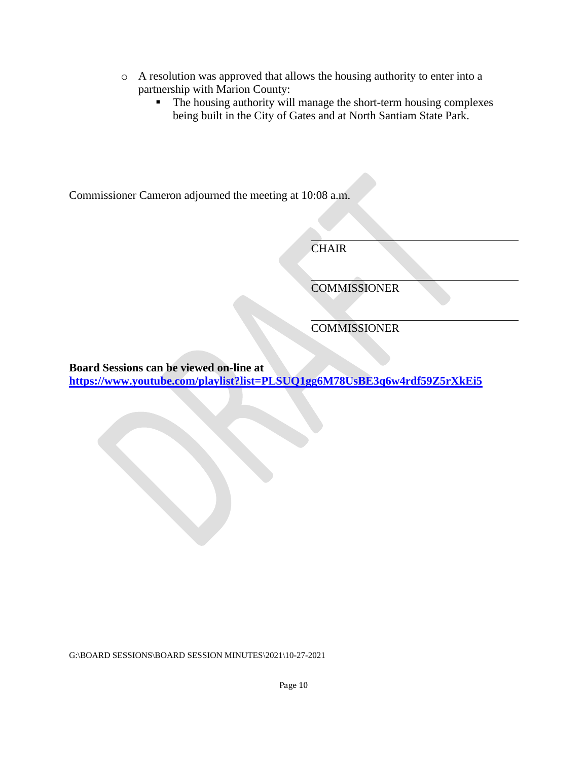- A resolution was approved that allows the housing authority to enter into a partnership with Marion County:
  - The housing authority will manage the short-term housing complexes being built in the City of Gates and at North Santiam State Park.

Commissioner Cameron adjourned the meeting at 10:08 a.m.

\_\_\_\_\_\_\_\_\_\_\_\_\_\_\_\_\_\_\_\_\_\_\_\_\_\_\_\_\_\_\_\_\_\_\_\_
CHAIR

\_\_\_\_\_\_\_\_\_\_\_\_\_\_\_\_\_\_\_\_\_\_\_\_\_\_\_\_\_\_\_\_\_\_\_\_
COMMISSIONER

\_\_\_\_\_\_\_\_\_\_\_\_\_\_\_\_\_\_\_\_\_\_\_\_\_\_\_\_\_\_\_\_\_\_\_\_
COMMISSIONER

**Board Sessions can be viewed on-line at**
**https://www.youtube.com/playlist?list=PLSUQ1gg6M78UsBE3q6w4rdf59Z5rXkEi5**

G:\BOARD SESSIONS\BOARD SESSION MINUTES\2021\10-27-2021